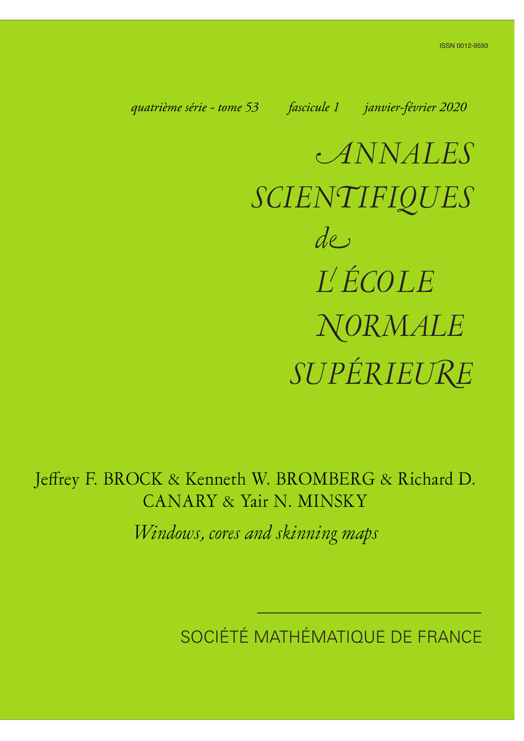ISSN 0012-9593

*quatrième série - tome 53 fascicule 1 janvier-février 2020*

# *ANNALES SCIENTIFIQUES de L'ÉCOLE NORMALE SUPÉRIEURE*

Jeffrey F. BROCK & Kenneth W. BROMBERG & Richard D. CANARY & Yair N. MINSKY

*Windows, cores and skinning maps*

SOCIÉTÉ MATHÉMATIQUE DE FRANCE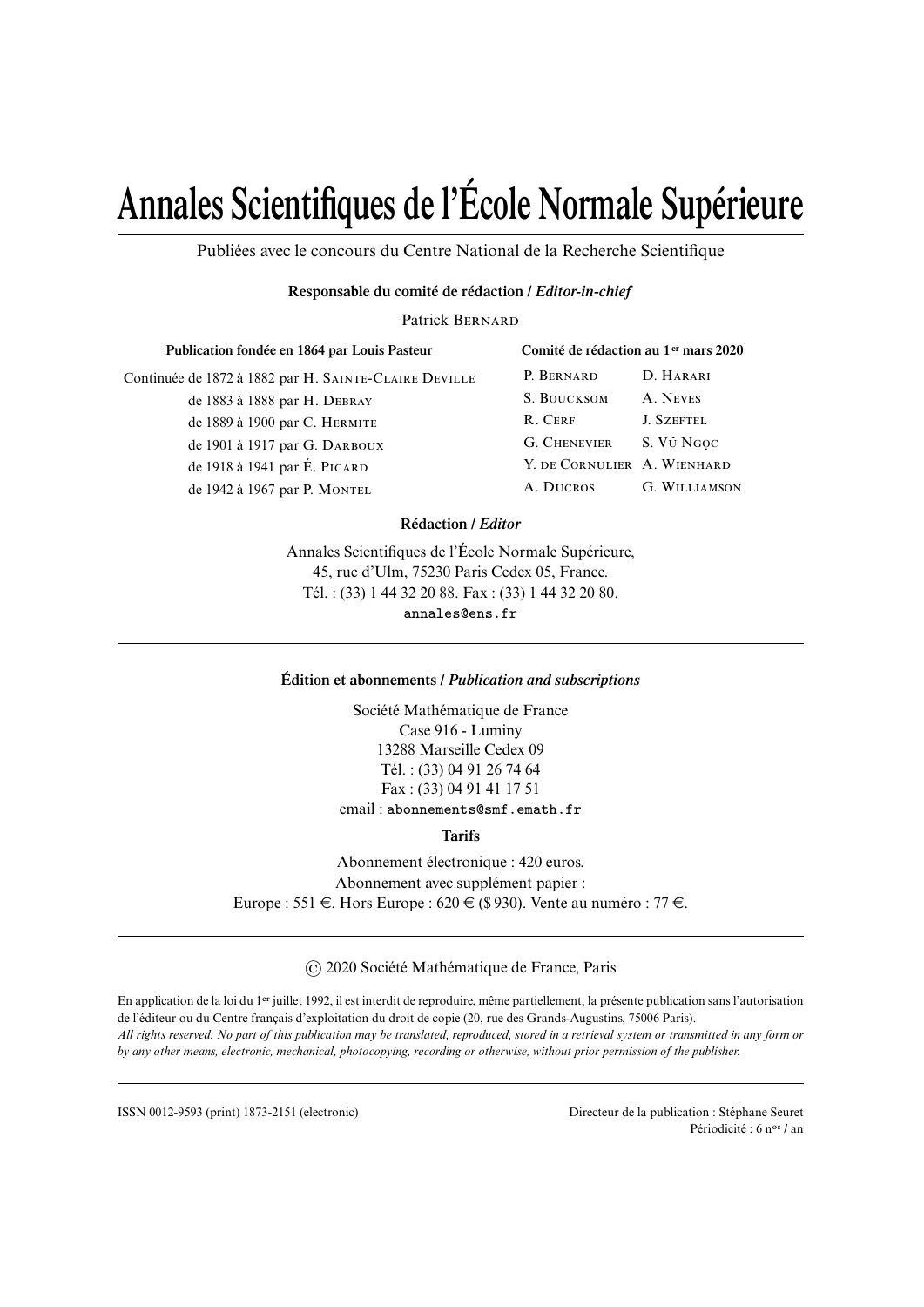# Annales Scientifiques de l'École Normale Supérieure

Publiées avec le concours du Centre National de la Recherche Scientifique

**Responsable du comité de rédaction / *Editor-in-chief***

Patrick Bernard

**Publication fondée en 1864 par Louis Pasteur**

Continuée de 1872 à 1882 par H. Sainte-Claire Deville
de 1883 à 1888 par H. Debray
de 1889 à 1900 par C. Hermite
de 1901 à 1917 par G. Darboux
de 1918 à 1941 par É. Picard
de 1942 à 1967 par P. Montel

**Comité de rédaction au 1er mars 2020**

| | |
|---|---|
| P. Bernard | D. Harari |
| S. Boucksom | A. Neves |
| R. Cerf | J. Szeftel |
| G. Chenevier | S. Vũ Ngọc |
| Y. de Cornulier | A. Wienhard |
| A. Ducros | G. Williamson |

**Rédaction / *Editor***

Annales Scientifiques de l'École Normale Supérieure,
45, rue d'Ulm, 75230 Paris Cedex 05, France.
Tél. : (33) 1 44 32 20 88. Fax : (33) 1 44 32 20 80.
annales@ens.fr

---

**Édition et abonnements / *Publication and subscriptions***

Société Mathématique de France
Case 916 - Luminy
13288 Marseille Cedex 09
Tél. : (33) 04 91 26 74 64
Fax : (33) 04 91 41 17 51
email : abonnements@smf.emath.fr

**Tarifs**

Abonnement électronique : 420 euros.
Abonnement avec supplément papier :
Europe : 551 €. Hors Europe : 620 € ($ 930). Vente au numéro : 77 €.

---

© 2020 Société Mathématique de France, Paris

En application de la loi du 1er juillet 1992, il est interdit de reproduire, même partiellement, la présente publication sans l'autorisation de l'éditeur ou du Centre français d'exploitation du droit de copie (20, rue des Grands-Augustins, 75006 Paris).
*All rights reserved. No part of this publication may be translated, reproduced, stored in a retrieval system or transmitted in any form or by any other means, electronic, mechanical, photocopying, recording or otherwise, without prior permission of the publisher.*

---

ISSN 0012-9593 (print) 1873-2151 (electronic)

Directeur de la publication : Stéphane Seuret
Périodicité : 6 nos / an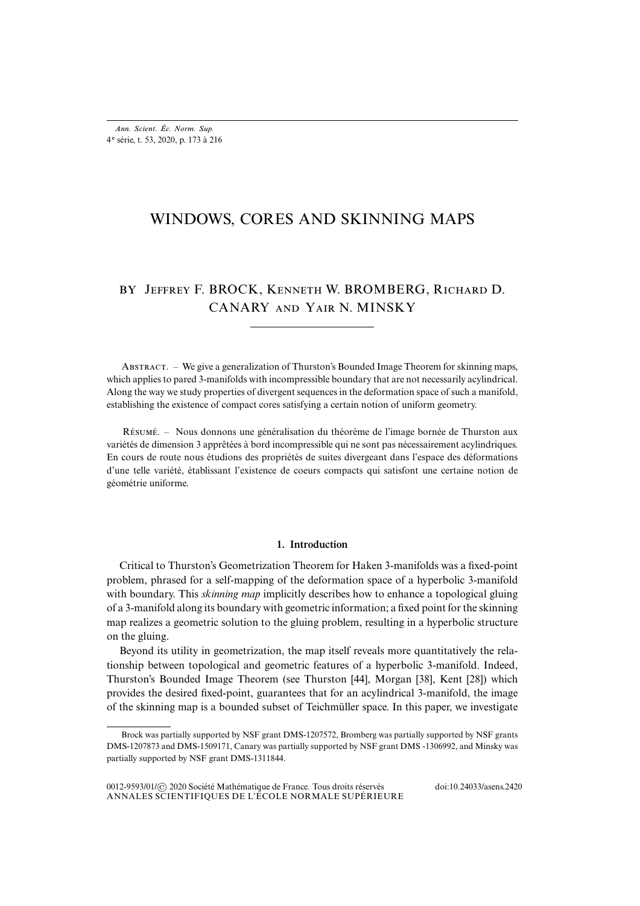# WINDOWS, CORES AND SKINNING MAPS

BY JEFFREY F. BROCK, KENNETH W. BROMBERG, RICHARD D. CANARY AND YAIR N. MINSKY

ABSTRACT. – We give a generalization of Thurston's Bounded Image Theorem for skinning maps, which applies to pared 3-manifolds with incompressible boundary that are not necessarily acylindrical. Along the way we study properties of divergent sequences in the deformation space of such a manifold, establishing the existence of compact cores satisfying a certain notion of uniform geometry.

RÉSUMÉ. – Nous donnons une généralisation du théorème de l'image bornée de Thurston aux variétés de dimension 3 apprêtées à bord incompressible qui ne sont pas nécessairement acylindriques. En cours de route nous étudions des propriétés de suites divergeant dans l'espace des déformations d'une telle variété, établissant l'existence de coeurs compacts qui satisfont une certaine notion de géométrie uniforme.

## 1. Introduction

Critical to Thurston's Geometrization Theorem for Haken 3-manifolds was a fixed-point problem, phrased for a self-mapping of the deformation space of a hyperbolic 3-manifold with boundary. This *skinning map* implicitly describes how to enhance a topological gluing of a 3-manifold along its boundary with geometric information; a fixed point for the skinning map realizes a geometric solution to the gluing problem, resulting in a hyperbolic structure on the gluing.

Beyond its utility in geometrization, the map itself reveals more quantitatively the relationship between topological and geometric features of a hyperbolic 3-manifold. Indeed, Thurston's Bounded Image Theorem (see Thurston [44], Morgan [38], Kent [28]) which provides the desired fixed-point, guarantees that for an acylindrical 3-manifold, the image of the skinning map is a bounded subset of Teichmüller space. In this paper, we investigate

Brock was partially supported by NSF grant DMS-1207572, Bromberg was partially supported by NSF grants DMS-1207873 and DMS-1509171, Canary was partially supported by NSF grant DMS -1306992, and Minsky was partially supported by NSF grant DMS-1311844.

0012-9593/01/© 2020 Société Mathématique de France. Tous droits réservés doi:10.24033/asens.2420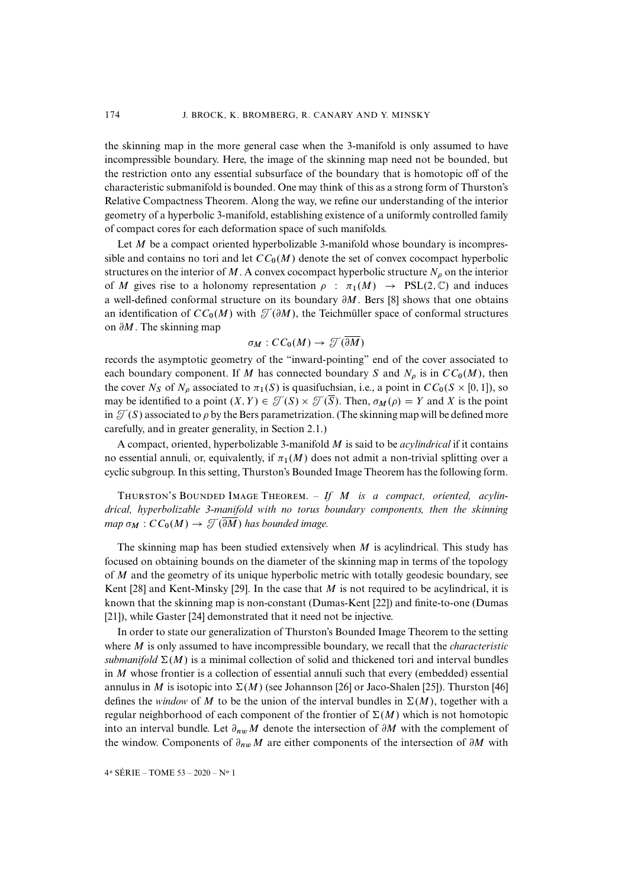the skinning map in the more general case when the 3-manifold is only assumed to have incompressible boundary. Here, the image of the skinning map need not be bounded, but the restriction onto any essential subsurface of the boundary that is homotopic off of the characteristic submanifold is bounded. One may think of this as a strong form of Thurston's Relative Compactness Theorem. Along the way, we refine our understanding of the interior geometry of a hyperbolic 3-manifold, establishing existence of a uniformly controlled family of compact cores for each deformation space of such manifolds.

Let $M$ be a compact oriented hyperbolizable 3-manifold whose boundary is incompressible and contains no tori and let $CC_0(M)$ denote the set of convex cocompact hyperbolic structures on the interior of $M$. A convex cocompact hyperbolic structure $N_\rho$ on the interior of $M$ gives rise to a holonomy representation $\rho : \pi_1(M) \to \mathrm{PSL}(2,\mathbb{C})$ and induces a well-defined conformal structure on its boundary $\partial M$. Bers [8] shows that one obtains an identification of $CC_0(M)$ with $\mathcal{T}(\partial M)$, the Teichmüller space of conformal structures on $\partial M$. The skinning map

$$\sigma_M : CC_0(M) \to \mathcal{T}(\overline{\partial M})$$

records the asymptotic geometry of the "inward-pointing" end of the cover associated to each boundary component. If $M$ has connected boundary $S$ and $N_\rho$ is in $CC_0(M)$, then the cover $N_S$ of $N_\rho$ associated to $\pi_1(S)$ is quasifuchsian, i.e., a point in $CC_0(S \times [0,1])$, so may be identified to a point $(X, Y) \in \mathcal{T}(S) \times \mathcal{T}(\overline{S})$. Then, $\sigma_M(\rho) = Y$ and $X$ is the point in $\mathcal{T}(S)$ associated to $\rho$ by the Bers parametrization. (The skinning map will be defined more carefully, and in greater generality, in Section 2.1.)

A compact, oriented, hyperbolizable 3-manifold $M$ is said to be *acylindrical* if it contains no essential annuli, or, equivalently, if $\pi_1(M)$ does not admit a non-trivial splitting over a cyclic subgroup. In this setting, Thurston's Bounded Image Theorem has the following form.

Thurston's Bounded Image Theorem. – *If $M$ is a compact, oriented, acylindrical, hyperbolizable 3-manifold with no torus boundary components, then the skinning map $\sigma_M : CC_0(M) \to \mathcal{T}(\overline{\partial M})$ has bounded image.*

The skinning map has been studied extensively when $M$ is acylindrical. This study has focused on obtaining bounds on the diameter of the skinning map in terms of the topology of $M$ and the geometry of its unique hyperbolic metric with totally geodesic boundary, see Kent [28] and Kent-Minsky [29]. In the case that $M$ is not required to be acylindrical, it is known that the skinning map is non-constant (Dumas-Kent [22]) and finite-to-one (Dumas [21]), while Gaster [24] demonstrated that it need not be injective.

In order to state our generalization of Thurston's Bounded Image Theorem to the setting where $M$ is only assumed to have incompressible boundary, we recall that the *characteristic submanifold* $\Sigma(M)$ is a minimal collection of solid and thickened tori and interval bundles in $M$ whose frontier is a collection of essential annuli such that every (embedded) essential annulus in $M$ is isotopic into $\Sigma(M)$ (see Johannson [26] or Jaco-Shalen [25]). Thurston [46] defines the *window* of $M$ to be the union of the interval bundles in $\Sigma(M)$, together with a regular neighborhood of each component of the frontier of $\Sigma(M)$ which is not homotopic into an interval bundle. Let $\partial_{nw} M$ denote the intersection of $\partial M$ with the complement of the window. Components of $\partial_{nw} M$ are either components of the intersection of $\partial M$ with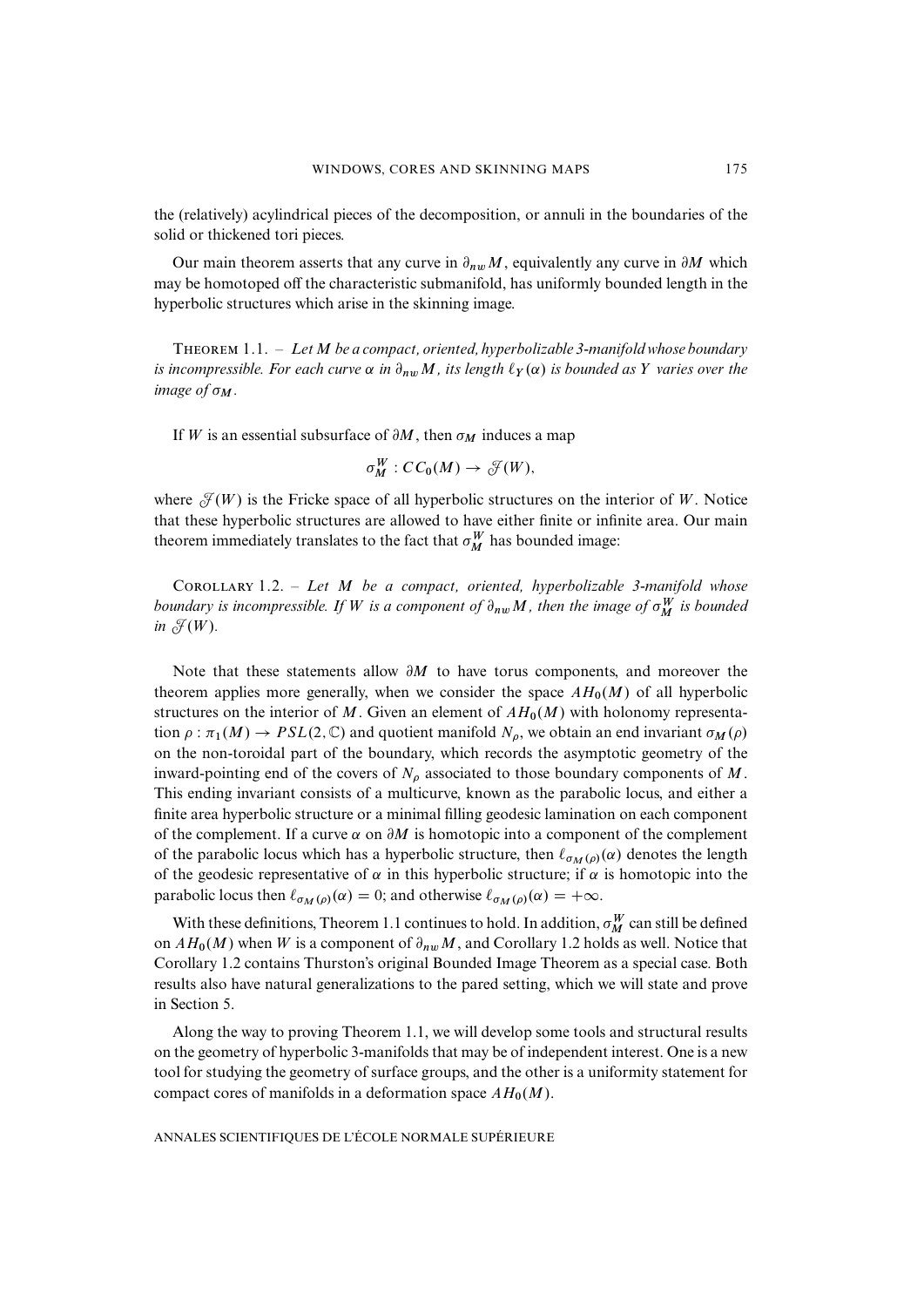the (relatively) acylindrical pieces of the decomposition, or annuli in the boundaries of the solid or thickened tori pieces.

Our main theorem asserts that any curve in $\partial_{nw} M$, equivalently any curve in $\partial M$ which may be homotoped off the characteristic submanifold, has uniformly bounded length in the hyperbolic structures which arise in the skinning image.

Theorem 1.1. – *Let $M$ be a compact, oriented, hyperbolizable 3-manifold whose boundary is incompressible. For each curve $\alpha$ in $\partial_{nw} M$, its length $\ell_Y(\alpha)$ is bounded as $Y$ varies over the image of $\sigma_M$.*

If $W$ is an essential subsurface of $\partial M$, then $\sigma_M$ induces a map

$$\sigma_M^W : CC_0(M) \to \mathcal{F}(W),$$

where $\mathcal{F}(W)$ is the Fricke space of all hyperbolic structures on the interior of $W$. Notice that these hyperbolic structures are allowed to have either finite or infinite area. Our main theorem immediately translates to the fact that $\sigma_M^W$ has bounded image:

Corollary 1.2. – *Let $M$ be a compact, oriented, hyperbolizable 3-manifold whose boundary is incompressible. If $W$ is a component of $\partial_{nw} M$, then the image of $\sigma_M^W$ is bounded in $\mathcal{F}(W)$.*

Note that these statements allow $\partial M$ to have torus components, and moreover the theorem applies more generally, when we consider the space $AH_0(M)$ of all hyperbolic structures on the interior of $M$. Given an element of $AH_0(M)$ with holonomy representation $\rho : \pi_1(M) \to PSL(2, \mathbb{C})$ and quotient manifold $N_\rho$, we obtain an end invariant $\sigma_M(\rho)$ on the non-toroidal part of the boundary, which records the asymptotic geometry of the inward-pointing end of the covers of $N_\rho$ associated to those boundary components of $M$. This ending invariant consists of a multicurve, known as the parabolic locus, and either a finite area hyperbolic structure or a minimal filling geodesic lamination on each component of the complement. If a curve $\alpha$ on $\partial M$ is homotopic into a component of the complement of the parabolic locus which has a hyperbolic structure, then $\ell_{\sigma_M(\rho)}(\alpha)$ denotes the length of the geodesic representative of $\alpha$ in this hyperbolic structure; if $\alpha$ is homotopic into the parabolic locus then $\ell_{\sigma_M(\rho)}(\alpha) = 0$; and otherwise $\ell_{\sigma_M(\rho)}(\alpha) = +\infty$.

With these definitions, Theorem 1.1 continues to hold. In addition, $\sigma_M^W$ can still be defined on $AH_0(M)$ when $W$ is a component of $\partial_{nw} M$, and Corollary 1.2 holds as well. Notice that Corollary 1.2 contains Thurston's original Bounded Image Theorem as a special case. Both results also have natural generalizations to the pared setting, which we will state and prove in Section 5.

Along the way to proving Theorem 1.1, we will develop some tools and structural results on the geometry of hyperbolic 3-manifolds that may be of independent interest. One is a new tool for studying the geometry of surface groups, and the other is a uniformity statement for compact cores of manifolds in a deformation space $AH_0(M)$.